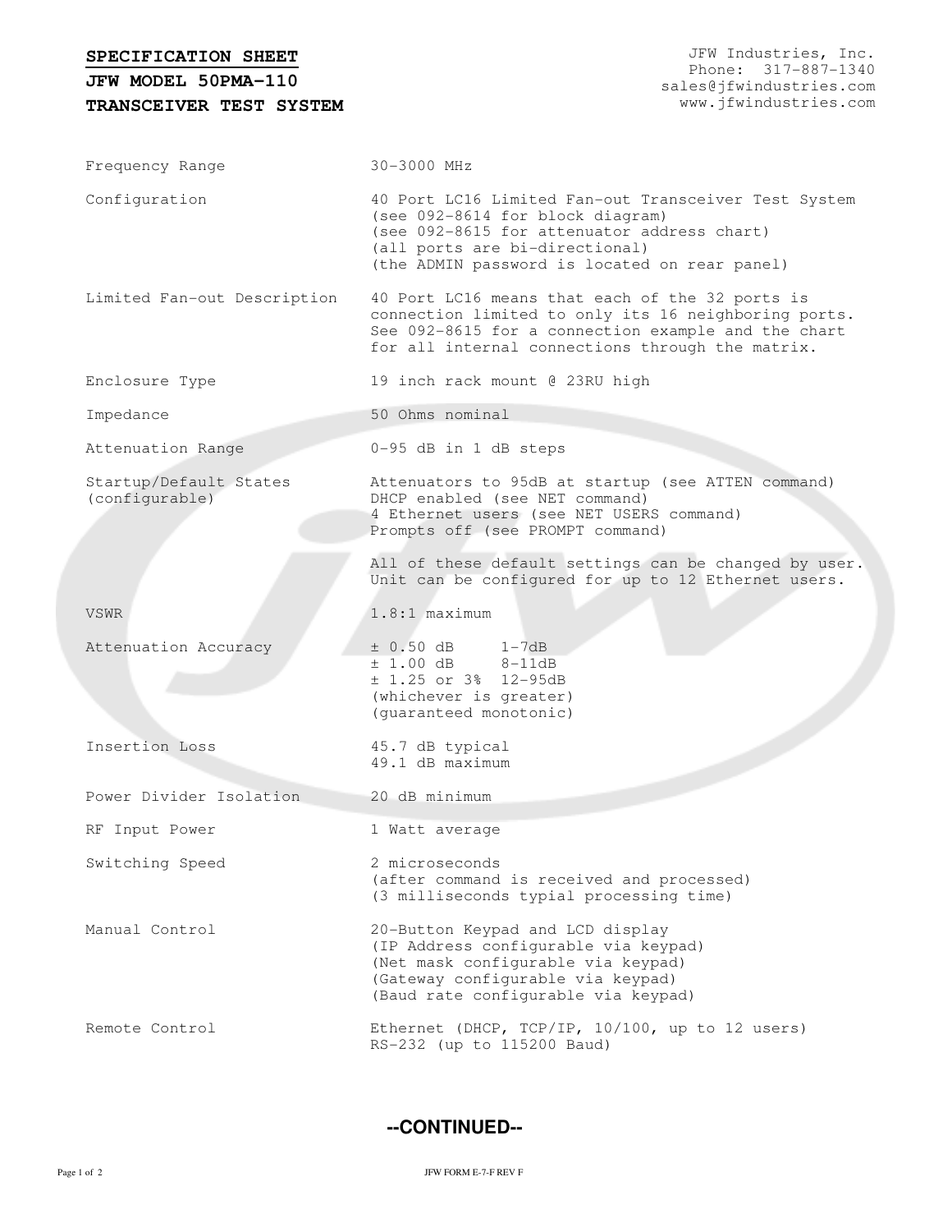**SPECIFICATION SHEET**

**JFW MODEL 50PMA-110**

**TRANSCEIVER TEST SYSTEM**

JFW Industries, Inc.
Phone: 317-887-1340
sales@jfwindustries.com
www.jfwindustries.com

| | |
|---|---|
| Frequency Range | 30-3000 MHz |
| Configuration | 40 Port LC16 Limited Fan-out Transceiver Test System<br>(see 092-8614 for block diagram)<br>(see 092-8615 for attenuator address chart)<br>(all ports are bi-directional)<br>(the ADMIN password is located on rear panel) |
| Limited Fan-out Description | 40 Port LC16 means that each of the 32 ports is connection limited to only its 16 neighboring ports. See 092-8615 for a connection example and the chart for all internal connections through the matrix. |
| Enclosure Type | 19 inch rack mount @ 23RU high |
| Impedance | 50 Ohms nominal |
| Attenuation Range | 0-95 dB in 1 dB steps |
| Startup/Default States (configurable) | Attenuators to 95dB at startup (see ATTEN command)<br>DHCP enabled (see NET command)<br>4 Ethernet users (see NET USERS command)<br>Prompts off (see PROMPT command)<br><br>All of these default settings can be changed by user.<br>Unit can be configured for up to 12 Ethernet users. |
| VSWR | 1.8:1 maximum |
| Attenuation Accuracy | ± 0.50 dB 1-7dB<br>± 1.00 dB 8-11dB<br>± 1.25 or 3% 12-95dB<br>(whichever is greater)<br>(guaranteed monotonic) |
| Insertion Loss | 45.7 dB typical<br>49.1 dB maximum |
| Power Divider Isolation | 20 dB minimum |
| RF Input Power | 1 Watt average |
| Switching Speed | 2 microseconds<br>(after command is received and processed)<br>(3 milliseconds typial processing time) |
| Manual Control | 20-Button Keypad and LCD display<br>(IP Address configurable via keypad)<br>(Net mask configurable via keypad)<br>(Gateway configurable via keypad)<br>(Baud rate configurable via keypad) |
| Remote Control | Ethernet (DHCP, TCP/IP, 10/100, up to 12 users)<br>RS-232 (up to 115200 Baud) |

**--CONTINUED--**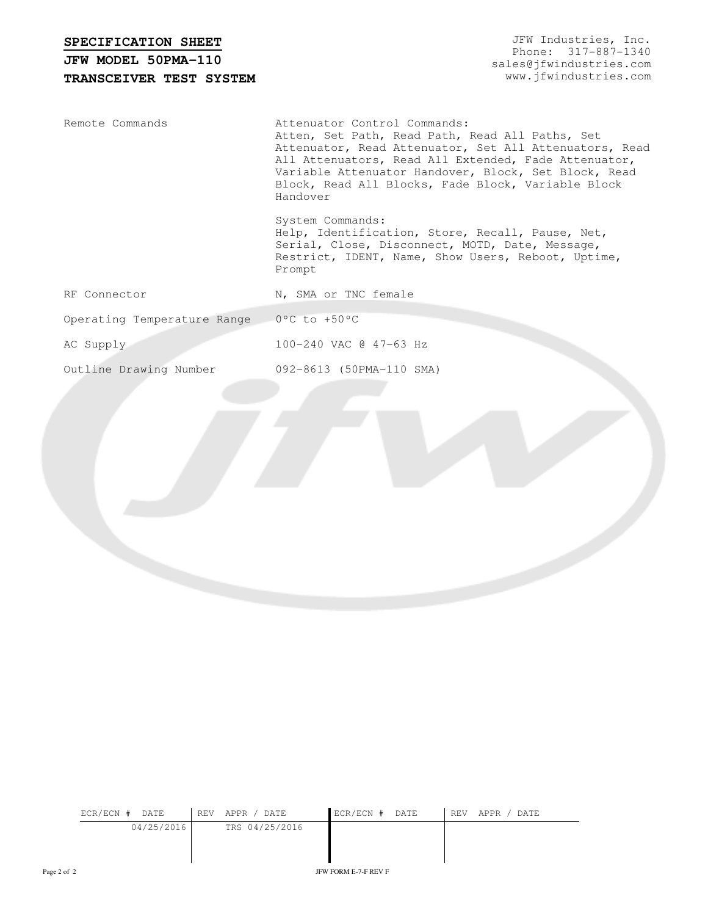**SPECIFICATION SHEET**

**JFW MODEL 50PMA-110**

**TRANSCEIVER TEST SYSTEM**

JFW Industries, Inc.
Phone: 317-887-1340
sales@jfwindustries.com
www.jfwindustries.com

| | |
|---|---|
| Remote Commands | Attenuator Control Commands:<br>Atten, Set Path, Read Path, Read All Paths, Set Attenuator, Read Attenuator, Set All Attenuators, Read All Attenuators, Read All Extended, Fade Attenuator, Variable Attenuator Handover, Block, Set Block, Read Block, Read All Blocks, Fade Block, Variable Block Handover<br><br>System Commands:<br>Help, Identification, Store, Recall, Pause, Net, Serial, Close, Disconnect, MOTD, Date, Message, Restrict, IDENT, Name, Show Users, Reboot, Uptime, Prompt |
| RF Connector | N, SMA or TNC female |
| Operating Temperature Range | 0°C to +50°C |
| AC Supply | 100-240 VAC @ 47-63 Hz |
| Outline Drawing Number | 092-8613 (50PMA-110 SMA) |

| ECR/ECN # | DATE | REV | APPR / DATE | ECR/ECN # | DATE | REV | APPR / DATE |
|---|---|---|---|---|---|---|---|
| | 04/25/2016 | | TRS 04/25/2016 | | | | |

JFW FORM E-7-F REV F